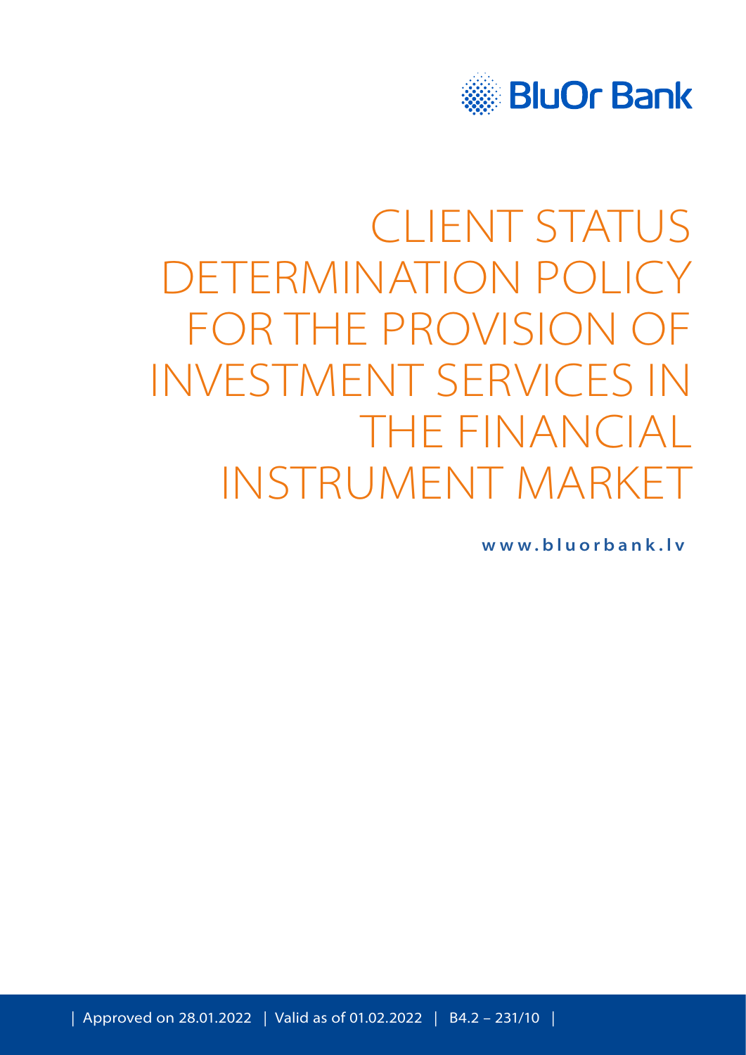BluOr Bank

# CLIENT STATUS DETERMINATION POLICY FOR THE PROVISION OF INVESTMENT SERVICES IN THE FINANCIAL INSTRUMENT MARKET

www.bluorbank.lv

| Approved on 28.01.2022 | Valid as of 01.02.2022 | B4.2 – 231/10 |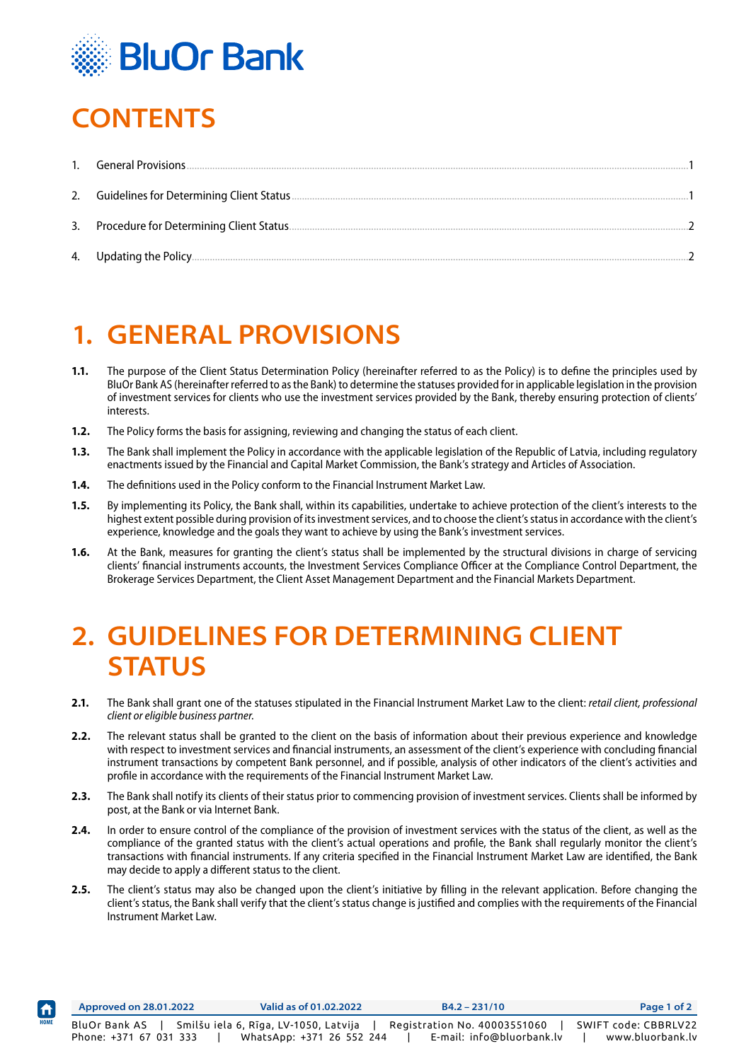# CONTENTS

| | | |
|---|---|---|
| 1. | General Provisions | 1 |
| 2. | Guidelines for Determining Client Status | 1 |
| 3. | Procedure for Determining Client Status | 2 |
| 4. | Updating the Policy | 2 |

# 1. GENERAL PROVISIONS

**1.1.** The purpose of the Client Status Determination Policy (hereinafter referred to as the Policy) is to define the principles used by BluOr Bank AS (hereinafter referred to as the Bank) to determine the statuses provided for in applicable legislation in the provision of investment services for clients who use the investment services provided by the Bank, thereby ensuring protection of clients' interests.

**1.2.** The Policy forms the basis for assigning, reviewing and changing the status of each client.

**1.3.** The Bank shall implement the Policy in accordance with the applicable legislation of the Republic of Latvia, including regulatory enactments issued by the Financial and Capital Market Commission, the Bank's strategy and Articles of Association.

**1.4.** The definitions used in the Policy conform to the Financial Instrument Market Law.

**1.5.** By implementing its Policy, the Bank shall, within its capabilities, undertake to achieve protection of the client's interests to the highest extent possible during provision of its investment services, and to choose the client's status in accordance with the client's experience, knowledge and the goals they want to achieve by using the Bank's investment services.

**1.6.** At the Bank, measures for granting the client's status shall be implemented by the structural divisions in charge of servicing clients' financial instruments accounts, the Investment Services Compliance Officer at the Compliance Control Department, the Brokerage Services Department, the Client Asset Management Department and the Financial Markets Department.

# 2. GUIDELINES FOR DETERMINING CLIENT STATUS

**2.1.** The Bank shall grant one of the statuses stipulated in the Financial Instrument Market Law to the client: *retail client, professional client or eligible business partner.*

**2.2.** The relevant status shall be granted to the client on the basis of information about their previous experience and knowledge with respect to investment services and financial instruments, an assessment of the client's experience with concluding financial instrument transactions by competent Bank personnel, and if possible, analysis of other indicators of the client's activities and profile in accordance with the requirements of the Financial Instrument Market Law.

**2.3.** The Bank shall notify its clients of their status prior to commencing provision of investment services. Clients shall be informed by post, at the Bank or via Internet Bank.

**2.4.** In order to ensure control of the compliance of the provision of investment services with the status of the client, as well as the compliance of the granted status with the client's actual operations and profile, the Bank shall regularly monitor the client's transactions with financial instruments. If any criteria specified in the Financial Instrument Market Law are identified, the Bank may decide to apply a different status to the client.

**2.5.** The client's status may also be changed upon the client's initiative by filling in the relevant application. Before changing the client's status, the Bank shall verify that the client's status change is justified and complies with the requirements of the Financial Instrument Market Law.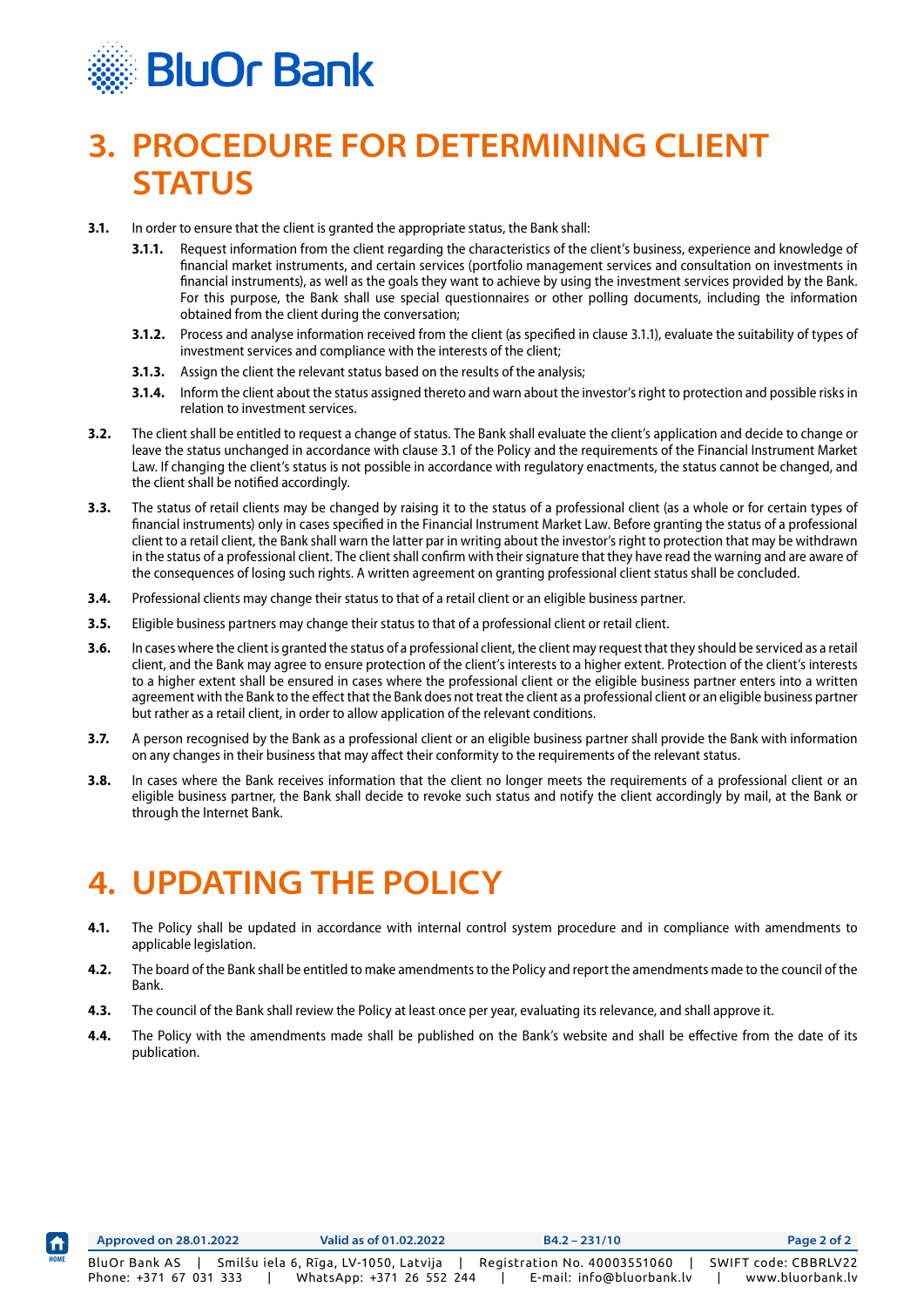# 3. PROCEDURE FOR DETERMINING CLIENT STATUS

**3.1.** In order to ensure that the client is granted the appropriate status, the Bank shall:

- **3.1.1.** Request information from the client regarding the characteristics of the client's business, experience and knowledge of financial market instruments, and certain services (portfolio management services and consultation on investments in financial instruments), as well as the goals they want to achieve by using the investment services provided by the Bank. For this purpose, the Bank shall use special questionnaires or other polling documents, including the information obtained from the client during the conversation;
- **3.1.2.** Process and analyse information received from the client (as specified in clause 3.1.1), evaluate the suitability of types of investment services and compliance with the interests of the client;
- **3.1.3.** Assign the client the relevant status based on the results of the analysis;
- **3.1.4.** Inform the client about the status assigned thereto and warn about the investor's right to protection and possible risks in relation to investment services.

**3.2.** The client shall be entitled to request a change of status. The Bank shall evaluate the client's application and decide to change or leave the status unchanged in accordance with clause 3.1 of the Policy and the requirements of the Financial Instrument Market Law. If changing the client's status is not possible in accordance with regulatory enactments, the status cannot be changed, and the client shall be notified accordingly.

**3.3.** The status of retail clients may be changed by raising it to the status of a professional client (as a whole or for certain types of financial instruments) only in cases specified in the Financial Instrument Market Law. Before granting the status of a professional client to a retail client, the Bank shall warn the latter par in writing about the investor's right to protection that may be withdrawn in the status of a professional client. The client shall confirm with their signature that they have read the warning and are aware of the consequences of losing such rights. A written agreement on granting professional client status shall be concluded.

**3.4.** Professional clients may change their status to that of a retail client or an eligible business partner.

**3.5.** Eligible business partners may change their status to that of a professional client or retail client.

**3.6.** In cases where the client is granted the status of a professional client, the client may request that they should be serviced as a retail client, and the Bank may agree to ensure protection of the client's interests to a higher extent. Protection of the client's interests to a higher extent shall be ensured in cases where the professional client or the eligible business partner enters into a written agreement with the Bank to the effect that the Bank does not treat the client as a professional client or an eligible business partner but rather as a retail client, in order to allow application of the relevant conditions.

**3.7.** A person recognised by the Bank as a professional client or an eligible business partner shall provide the Bank with information on any changes in their business that may affect their conformity to the requirements of the relevant status.

**3.8.** In cases where the Bank receives information that the client no longer meets the requirements of a professional client or an eligible business partner, the Bank shall decide to revoke such status and notify the client accordingly by mail, at the Bank or through the Internet Bank.

# 4. UPDATING THE POLICY

**4.1.** The Policy shall be updated in accordance with internal control system procedure and in compliance with amendments to applicable legislation.

**4.2.** The board of the Bank shall be entitled to make amendments to the Policy and report the amendments made to the council of the Bank.

**4.3.** The council of the Bank shall review the Policy at least once per year, evaluating its relevance, and shall approve it.

**4.4.** The Policy with the amendments made shall be published on the Bank's website and shall be effective from the date of its publication.